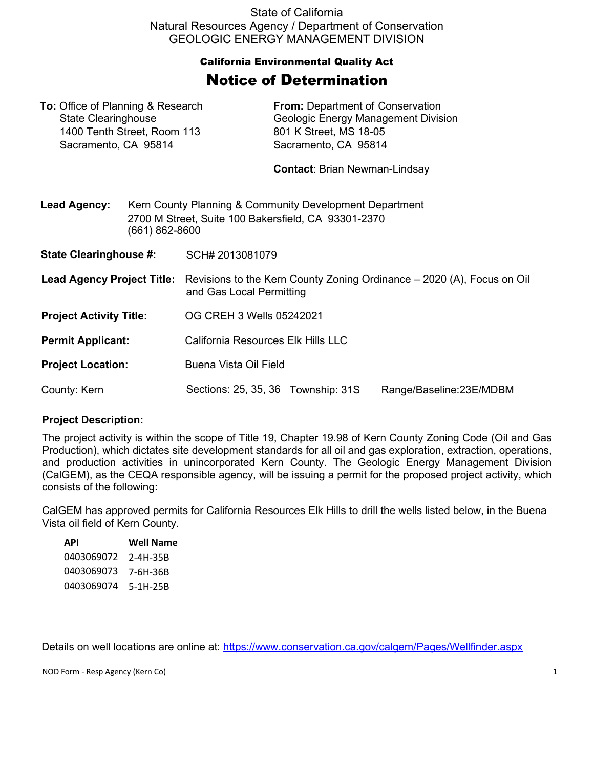State of California
Natural Resources Agency / Department of Conservation
GEOLOGIC ENERGY MANAGEMENT DIVISION

**California Environmental Quality Act**

# Notice of Determination

**To:** Office of Planning & Research
State Clearinghouse
1400 Tenth Street, Room 113
Sacramento, CA 95814

**From:** Department of Conservation
Geologic Energy Management Division
801 K Street, MS 18-05
Sacramento, CA 95814

**Contact**: Brian Newman-Lindsay

**Lead Agency:** Kern County Planning & Community Development Department
2700 M Street, Suite 100 Bakersfield, CA 93301-2370
(661) 862-8600

**State Clearinghouse #:** SCH# 2013081079

**Lead Agency Project Title:** Revisions to the Kern County Zoning Ordinance – 2020 (A), Focus on Oil and Gas Local Permitting

**Project Activity Title:** OG CREH 3 Wells 05242021

**Permit Applicant:** California Resources Elk Hills LLC

**Project Location:** Buena Vista Oil Field

County: Kern    Sections: 25, 35, 36    Township: 31S    Range/Baseline:23E/MDBM

**Project Description:**

The project activity is within the scope of Title 19, Chapter 19.98 of Kern County Zoning Code (Oil and Gas Production), which dictates site development standards for all oil and gas exploration, extraction, operations, and production activities in unincorporated Kern County. The Geologic Energy Management Division (CalGEM), as the CEQA responsible agency, will be issuing a permit for the proposed project activity, which consists of the following:

CalGEM has approved permits for California Resources Elk Hills to drill the wells listed below, in the Buena Vista oil field of Kern County.

| API | Well Name |
|---|---|
| 0403069072 | 2-4H-35B |
| 0403069073 | 7-6H-36B |
| 0403069074 | 5-1H-25B |

Details on well locations are online at: https://www.conservation.ca.gov/calgem/Pages/Wellfinder.aspx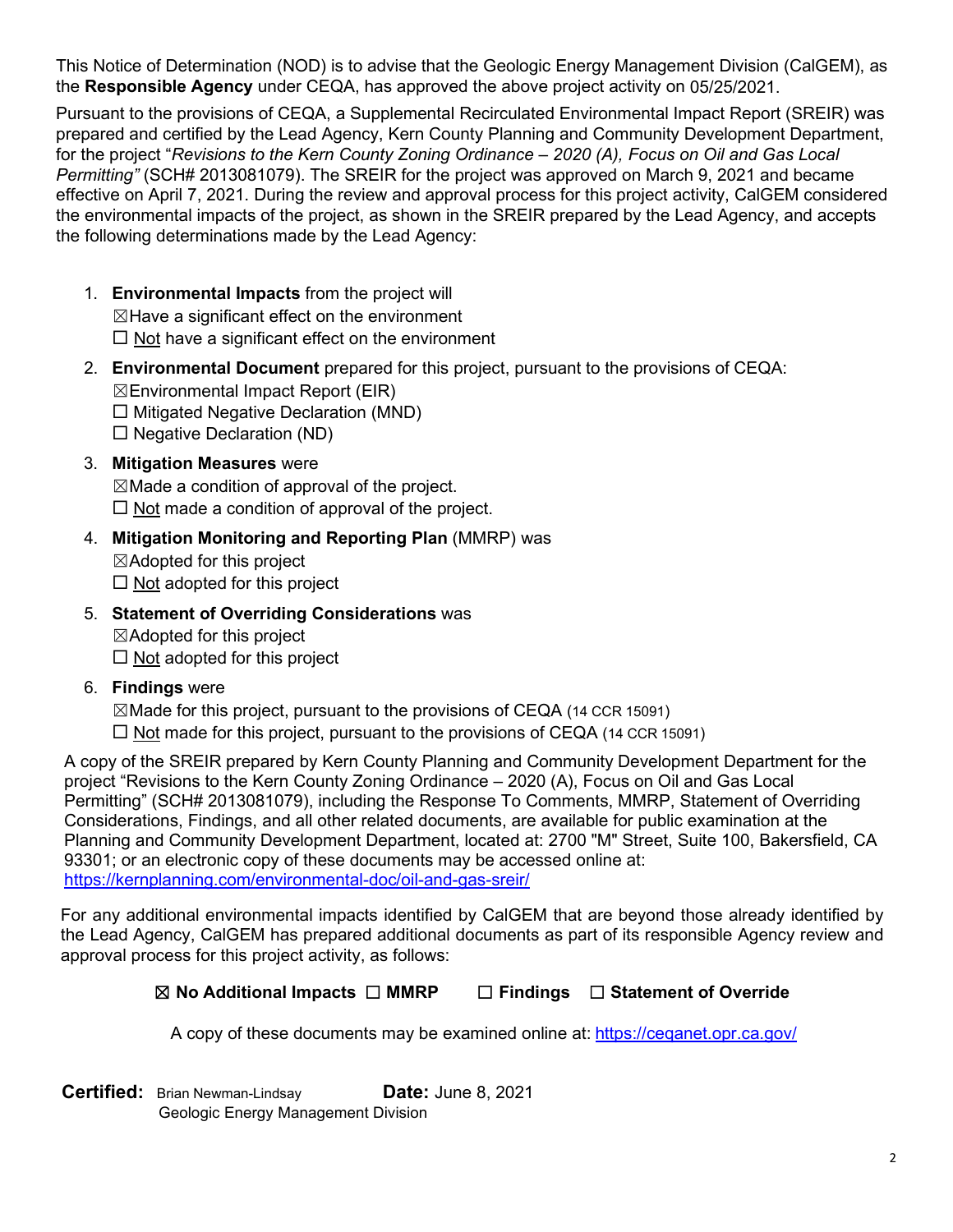This Notice of Determination (NOD) is to advise that the Geologic Energy Management Division (CalGEM), as the **Responsible Agency** under CEQA, has approved the above project activity on 05/25/2021.

Pursuant to the provisions of CEQA, a Supplemental Recirculated Environmental Impact Report (SREIR) was prepared and certified by the Lead Agency, Kern County Planning and Community Development Department, for the project "*Revisions to the Kern County Zoning Ordinance – 2020 (A), Focus on Oil and Gas Local Permitting"* (SCH# 2013081079). The SREIR for the project was approved on March 9, 2021 and became effective on April 7, 2021. During the review and approval process for this project activity, CalGEM considered the environmental impacts of the project, as shown in the SREIR prepared by the Lead Agency, and accepts the following determinations made by the Lead Agency:

1. **Environmental Impacts** from the project will
   ☒Have a significant effect on the environment
   ☐ Not have a significant effect on the environment
2. **Environmental Document** prepared for this project, pursuant to the provisions of CEQA:
   ☒Environmental Impact Report (EIR)
   ☐ Mitigated Negative Declaration (MND)
   ☐ Negative Declaration (ND)
3. **Mitigation Measures** were
   ☒Made a condition of approval of the project.
   ☐ Not made a condition of approval of the project.
4. **Mitigation Monitoring and Reporting Plan** (MMRP) was
   ☒Adopted for this project
   ☐ Not adopted for this project
5. **Statement of Overriding Considerations** was
   ☒Adopted for this project
   ☐ Not adopted for this project
6. **Findings** were
   ☒Made for this project, pursuant to the provisions of CEQA (14 CCR 15091)
   ☐ Not made for this project, pursuant to the provisions of CEQA (14 CCR 15091)

A copy of the SREIR prepared by Kern County Planning and Community Development Department for the project "Revisions to the Kern County Zoning Ordinance – 2020 (A), Focus on Oil and Gas Local Permitting" (SCH# 2013081079), including the Response To Comments, MMRP, Statement of Overriding Considerations, Findings, and all other related documents, are available for public examination at the Planning and Community Development Department, located at: 2700 "M" Street, Suite 100, Bakersfield, CA 93301; or an electronic copy of these documents may be accessed online at: https://kernplanning.com/environmental-doc/oil-and-gas-sreir/

For any additional environmental impacts identified by CalGEM that are beyond those already identified by the Lead Agency, CalGEM has prepared additional documents as part of its responsible Agency review and approval process for this project activity, as follows:

☒ **No Additional Impacts** ☐ **MMRP** ☐ **Findings** ☐ **Statement of Override**

A copy of these documents may be examined online at: https://ceqanet.opr.ca.gov/

**Certified:** Brian Newman-Lindsay **Date:** June 8, 2021
Geologic Energy Management Division